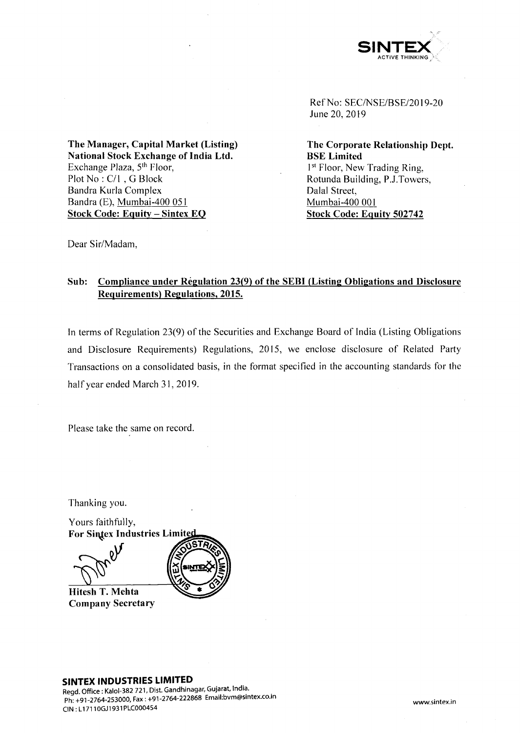SINTEX
ACTIVE THINKING

Ref No: SEC/NSE/BSE/2019-20
June 20, 2019

**The Manager, Capital Market (Listing)**
**National Stock Exchange of India Ltd.**
Exchange Plaza, 5th Floor,
Plot No : C/1 , G Block
Bandra Kurla Complex
Bandra (E), Mumbai-400 051
**Stock Code: Equity – Sintex EQ**

**The Corporate Relationship Dept.**
**BSE Limited**
1st Floor, New Trading Ring,
Rotunda Building, P.J.Towers,
Dalal Street,
Mumbai-400 001
**Stock Code: Equity 502742**

Dear Sir/Madam,

**Sub: Compliance under Regulation 23(9) of the SEBI (Listing Obligations and Disclosure Requirements) Regulations, 2015.**

In terms of Regulation 23(9) of the Securities and Exchange Board of India (Listing Obligations and Disclosure Requirements) Regulations, 2015, we enclose disclosure of Related Party Transactions on a consolidated basis, in the format specified in the accounting standards for the half year ended March 31, 2019.

Please take the same on record.

Thanking you.

Yours faithfully,
**For Sintex Industries Limited**

**Hitesh T. Mehta**
**Company Secretary**

**SINTEX INDUSTRIES LIMITED**
Regd. Office : Kalol-382 721, Dist. Gandhinagar, Gujarat, India.
Ph: +91-2764-253000, Fax : +91-2764-222868 Email:bvm@sintex.co.in
CIN : L17110GJ1931PLC000454

www.sintex.in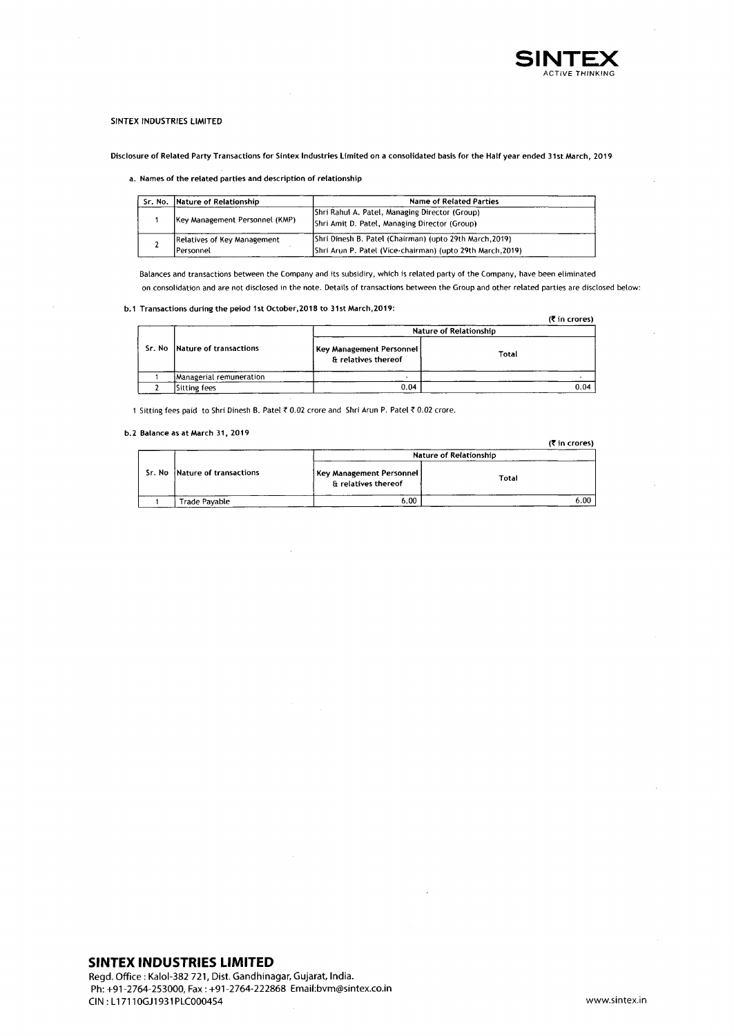SINTEX INDUSTRIES LIMITED

**Disclosure of Related Party Transactions for Sintex Industries Limited on a consolidated basis for the Half year ended 31st March, 2019**

**a. Names of the related parties and description of relationship**

| Sr. No. | Nature of Relationship | Name of Related Parties |
|---|---|---|
| 1 | Key Management Personnel (KMP) | Shri Rahul A. Patel, Managing Director (Group)<br>Shri Amit D. Patel, Managing Director (Group) |
| 2 | Relatives of Key Management Personnel | Shri Dinesh B. Patel (Chairman) (upto 29th March,2019)<br>Shri Arun P. Patel (Vice-chairman) (upto 29th March,2019) |

Balances and transactions between the Company and its subsidiry, which is related party of the Company, have been eliminated on consolidation and are not disclosed in the note. Details of transactions between the Group and other related parties are disclosed below:

**b.1 Transactions during the peiod 1st October,2018 to 31st March,2019:**

(₹ in crores)

| Sr. No | Nature of transactions | Nature of Relationship | |
|---|---|---|---|
| | | Key Management Personnel & relatives thereof | Total |
| 1 | Managerial remuneration | - | - |
| 2 | Sitting fees | 0.04 | 0.04 |

1 Sitting fees paid to Shri Dinesh B. Patel ₹ 0.02 crore and Shri Arun P. Patel ₹ 0.02 crore.

**b.2 Balance as at March 31, 2019**

(₹ in crores)

| Sr. No | Nature of transactions | Nature of Relationship | |
|---|---|---|---|
| | | Key Management Personnel & relatives thereof | Total |
| 1 | Trade Payable | 6.00 | 6.00 |

**SINTEX INDUSTRIES LIMITED**
Regd. Office : Kalol-382 721, Dist. Gandhinagar, Gujarat, India.
Ph: +91-2764-253000, Fax : +91-2764-222868 Email:bvm@sintex.co.in
CIN : L17110GJ1931PLC000454

www.sintex.in